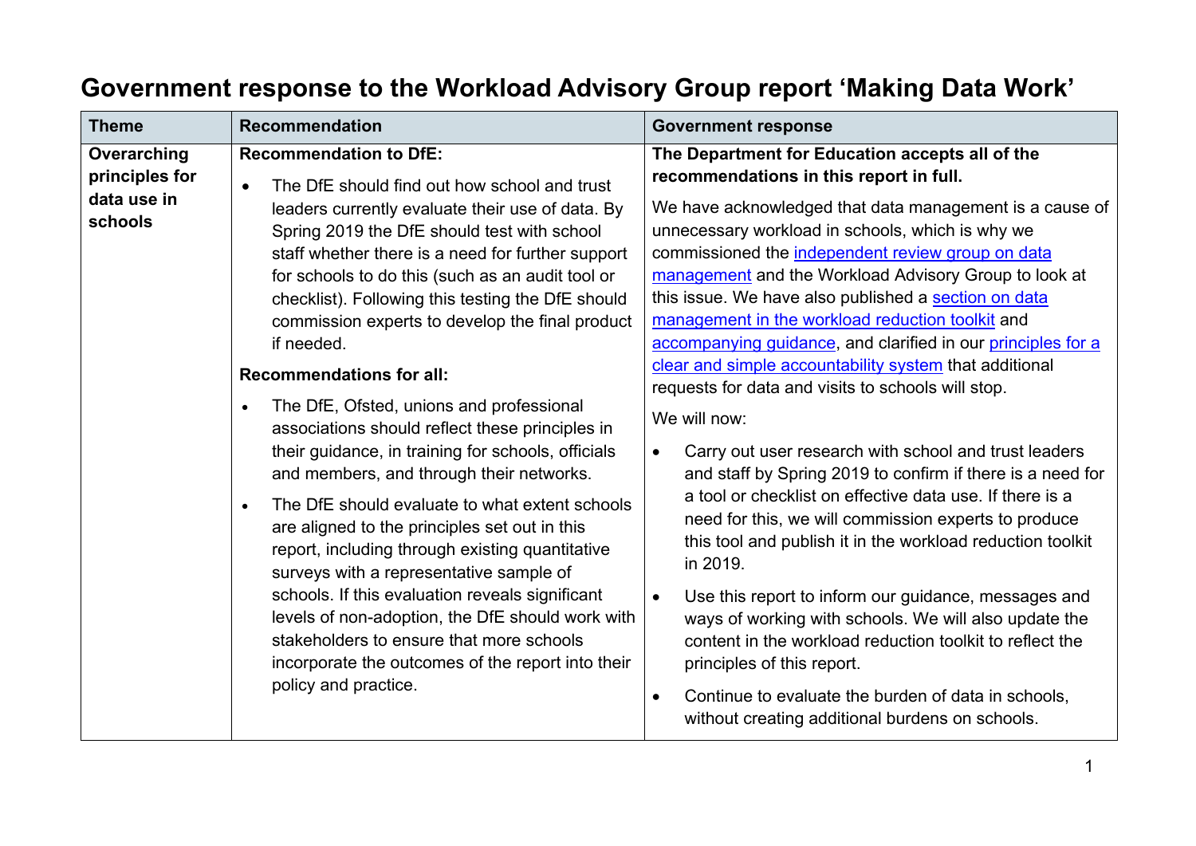# Government response to the Workload Advisory Group report 'Making Data Work'

| Theme | Recommendation | Government response |
|---|---|---|
| **Overarching principles for data use in schools** | **Recommendation to DfE:**<br>• The DfE should find out how school and trust leaders currently evaluate their use of data. By Spring 2019 the DfE should test with school staff whether there is a need for further support for schools to do this (such as an audit tool or checklist). Following this testing the DfE should commission experts to develop the final product if needed.<br>**Recommendations for all:**<br>• The DfE, Ofsted, unions and professional associations should reflect these principles in their guidance, in training for schools, officials and members, and through their networks.<br>• The DfE should evaluate to what extent schools are aligned to the principles set out in this report, including through existing quantitative surveys with a representative sample of schools. If this evaluation reveals significant levels of non-adoption, the DfE should work with stakeholders to ensure that more schools incorporate the outcomes of the report into their policy and practice. | **The Department for Education accepts all of the recommendations in this report in full.**<br>We have acknowledged that data management is a cause of unnecessary workload in schools, which is why we commissioned the independent review group on data management and the Workload Advisory Group to look at this issue. We have also published a section on data management in the workload reduction toolkit and accompanying guidance, and clarified in our principles for a clear and simple accountability system that additional requests for data and visits to schools will stop.<br>We will now:<br>• Carry out user research with school and trust leaders and staff by Spring 2019 to confirm if there is a need for a tool or checklist on effective data use. If there is a need for this, we will commission experts to produce this tool and publish it in the workload reduction toolkit in 2019.<br>• Use this report to inform our guidance, messages and ways of working with schools. We will also update the content in the workload reduction toolkit to reflect the principles of this report.<br>• Continue to evaluate the burden of data in schools, without creating additional burdens on schools. |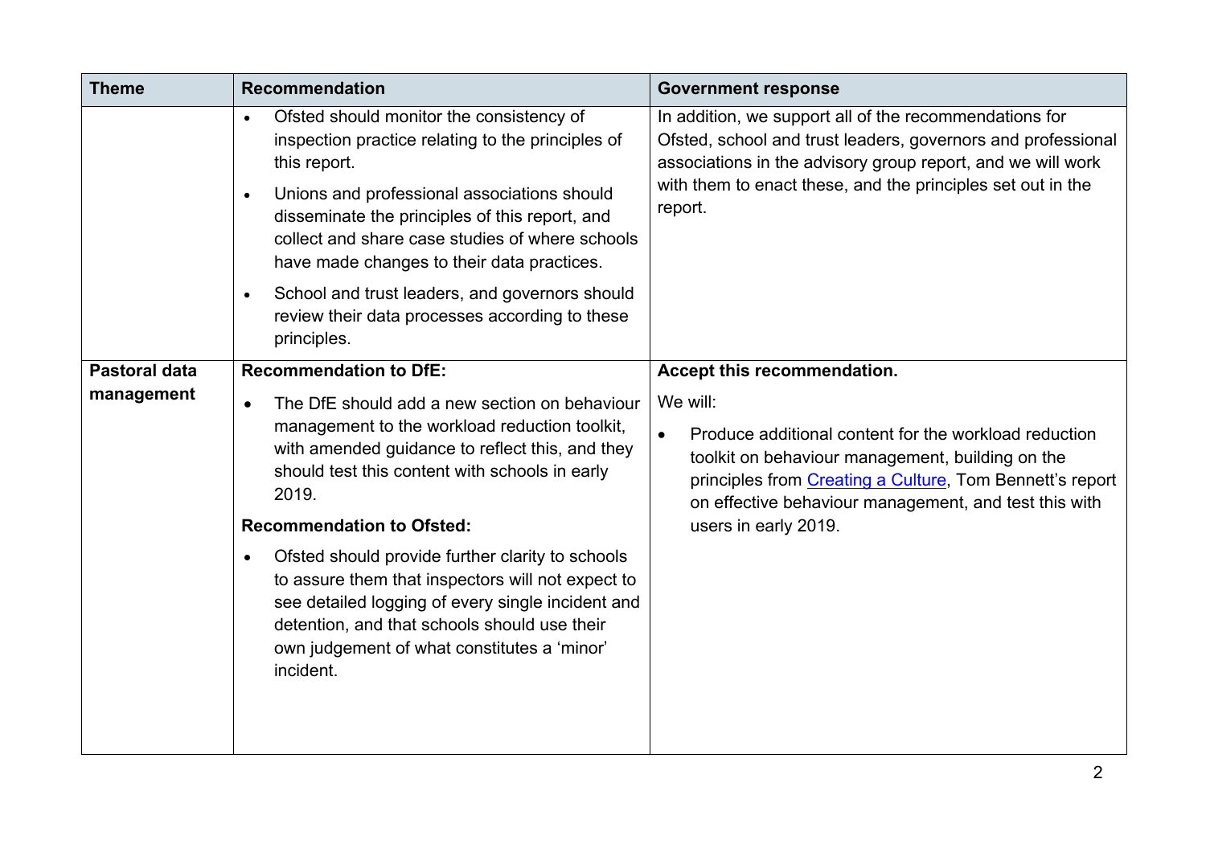| Theme | Recommendation | Government response |
|---|---|---|
| | • Ofsted should monitor the consistency of inspection practice relating to the principles of this report.<br>• Unions and professional associations should disseminate the principles of this report, and collect and share case studies of where schools have made changes to their data practices.<br>• School and trust leaders, and governors should review their data processes according to these principles. | In addition, we support all of the recommendations for Ofsted, school and trust leaders, governors and professional associations in the advisory group report, and we will work with them to enact these, and the principles set out in the report. |
| **Pastoral data management** | **Recommendation to DfE:**<br>• The DfE should add a new section on behaviour management to the workload reduction toolkit, with amended guidance to reflect this, and they should test this content with schools in early 2019.<br>**Recommendation to Ofsted:**<br>• Ofsted should provide further clarity to schools to assure them that inspectors will not expect to see detailed logging of every single incident and detention, and that schools should use their own judgement of what constitutes a 'minor' incident. | **Accept this recommendation.**<br>We will:<br>• Produce additional content for the workload reduction toolkit on behaviour management, building on the principles from Creating a Culture, Tom Bennett's report on effective behaviour management, and test this with users in early 2019. |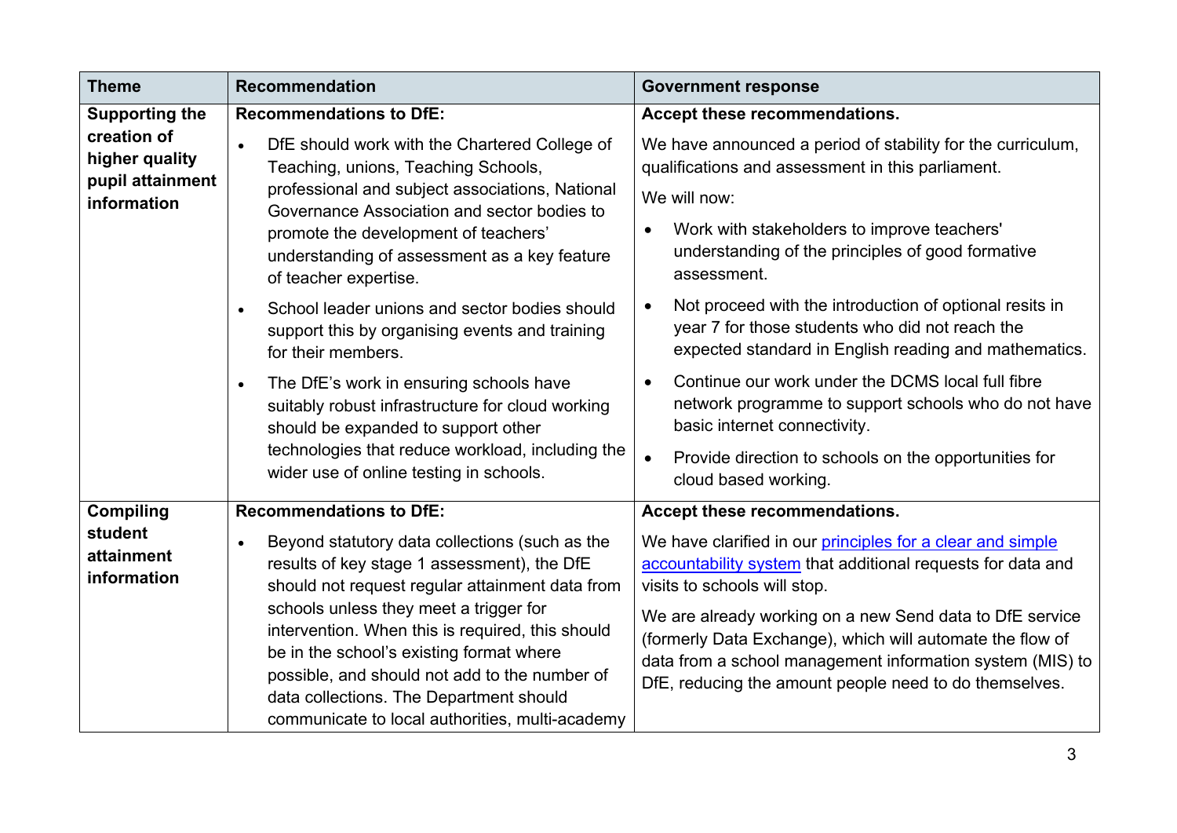| Theme | Recommendation | Government response |
|---|---|---|
| **Supporting the creation of higher quality pupil attainment information** | **Recommendations to DfE:**<br>• DfE should work with the Chartered College of Teaching, unions, Teaching Schools, professional and subject associations, National Governance Association and sector bodies to promote the development of teachers' understanding of assessment as a key feature of teacher expertise.<br>• School leader unions and sector bodies should support this by organising events and training for their members.<br>• The DfE's work in ensuring schools have suitably robust infrastructure for cloud working should be expanded to support other technologies that reduce workload, including the wider use of online testing in schools. | **Accept these recommendations.**<br>We have announced a period of stability for the curriculum, qualifications and assessment in this parliament.<br>We will now:<br>• Work with stakeholders to improve teachers' understanding of the principles of good formative assessment.<br>• Not proceed with the introduction of optional resits in year 7 for those students who did not reach the expected standard in English reading and mathematics.<br>• Continue our work under the DCMS local full fibre network programme to support schools who do not have basic internet connectivity.<br>• Provide direction to schools on the opportunities for cloud based working. |
| **Compiling student attainment information** | **Recommendations to DfE:**<br>• Beyond statutory data collections (such as the results of key stage 1 assessment), the DfE should not request regular attainment data from schools unless they meet a trigger for intervention. When this is required, this should be in the school's existing format where possible, and should not add to the number of data collections. The Department should communicate to local authorities, multi-academy | **Accept these recommendations.**<br>We have clarified in our principles for a clear and simple accountability system that additional requests for data and visits to schools will stop.<br>We are already working on a new Send data to DfE service (formerly Data Exchange), which will automate the flow of data from a school management information system (MIS) to DfE, reducing the amount people need to do themselves. |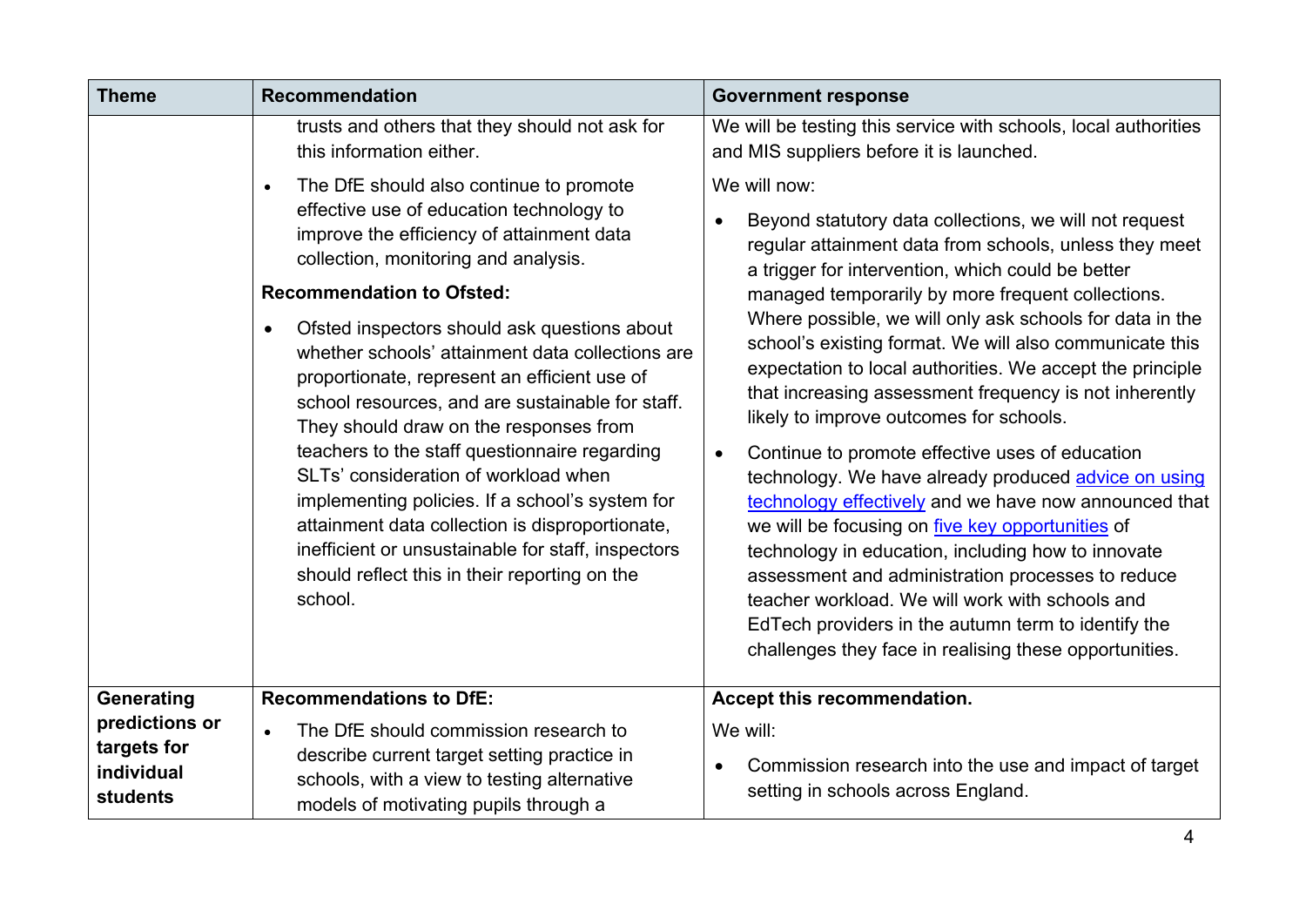| Theme | Recommendation | Government response |
|---|---|---|
| | trusts and others that they should not ask for this information either.<br>• The DfE should also continue to promote effective use of education technology to improve the efficiency of attainment data collection, monitoring and analysis.<br>**Recommendation to Ofsted:**<br>• Ofsted inspectors should ask questions about whether schools' attainment data collections are proportionate, represent an efficient use of school resources, and are sustainable for staff. They should draw on the responses from teachers to the staff questionnaire regarding SLTs' consideration of workload when implementing policies. If a school's system for attainment data collection is disproportionate, inefficient or unsustainable for staff, inspectors should reflect this in their reporting on the school. | We will be testing this service with schools, local authorities and MIS suppliers before it is launched.<br>We will now:<br>• Beyond statutory data collections, we will not request regular attainment data from schools, unless they meet a trigger for intervention, which could be better managed temporarily by more frequent collections. Where possible, we will only ask schools for data in the school's existing format. We will also communicate this expectation to local authorities. We accept the principle that increasing assessment frequency is not inherently likely to improve outcomes for schools.<br>• Continue to promote effective uses of education technology. We have already produced [advice on using technology effectively]() and we have now announced that we will be focusing on [five key opportunities]() of technology in education, including how to innovate assessment and administration processes to reduce teacher workload. We will work with schools and EdTech providers in the autumn term to identify the challenges they face in realising these opportunities. |
| **Generating predictions or targets for individual students** | **Recommendations to DfE:**<br>• The DfE should commission research to describe current target setting practice in schools, with a view to testing alternative models of motivating pupils through a | **Accept this recommendation.**<br>We will:<br>• Commission research into the use and impact of target setting in schools across England. |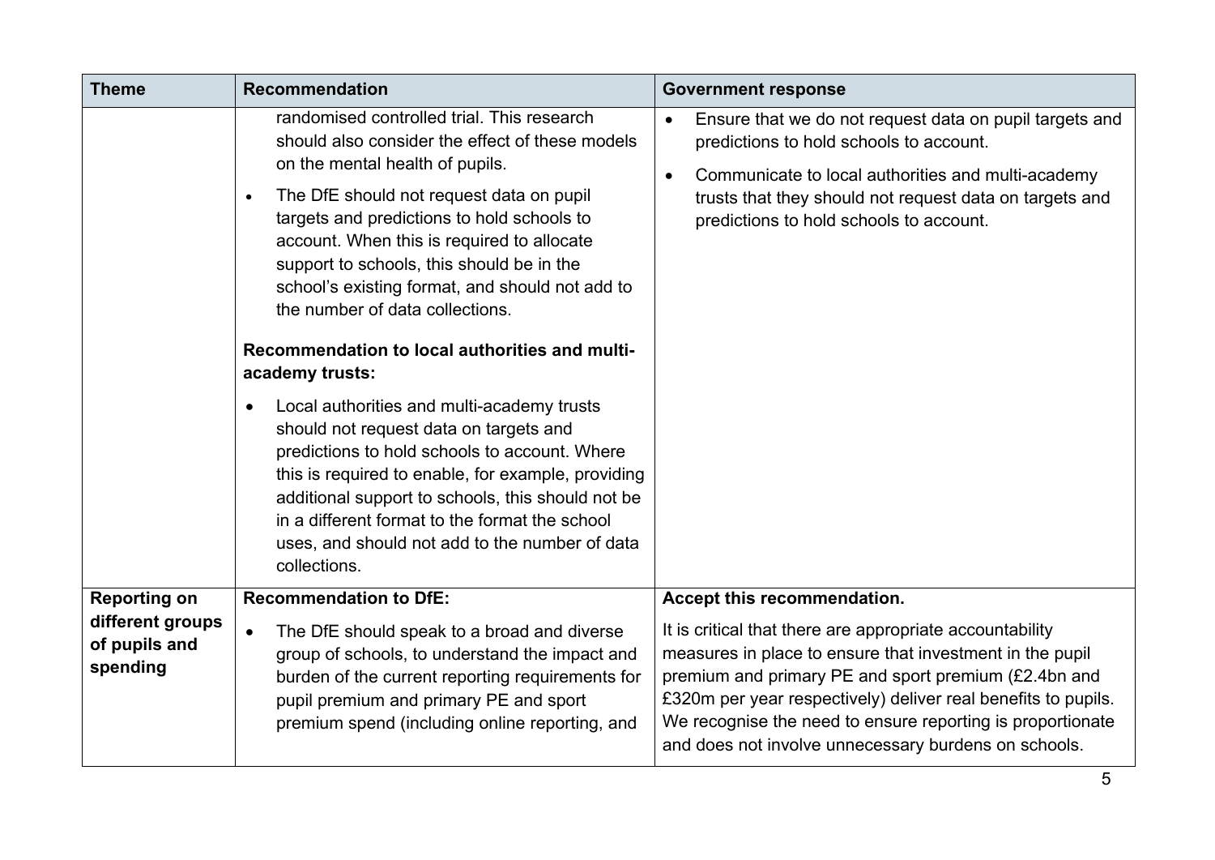| Theme | Recommendation | Government response |
| --- | --- | --- |
| | randomised controlled trial. This research should also consider the effect of these models on the mental health of pupils.<br>• The DfE should not request data on pupil targets and predictions to hold schools to account. When this is required to allocate support to schools, this should be in the school's existing format, and should not add to the number of data collections.<br>**Recommendation to local authorities and multi-academy trusts:**<br>• Local authorities and multi-academy trusts should not request data on targets and predictions to hold schools to account. Where this is required to enable, for example, providing additional support to schools, this should not be in a different format to the format the school uses, and should not add to the number of data collections. | • Ensure that we do not request data on pupil targets and predictions to hold schools to account.<br>• Communicate to local authorities and multi-academy trusts that they should not request data on targets and predictions to hold schools to account. |
| **Reporting on different groups of pupils and spending** | **Recommendation to DfE:**<br>• The DfE should speak to a broad and diverse group of schools, to understand the impact and burden of the current reporting requirements for pupil premium and primary PE and sport premium spend (including online reporting, and | **Accept this recommendation.**<br>It is critical that there are appropriate accountability measures in place to ensure that investment in the pupil premium and primary PE and sport premium (£2.4bn and £320m per year respectively) deliver real benefits to pupils. We recognise the need to ensure reporting is proportionate and does not involve unnecessary burdens on schools. |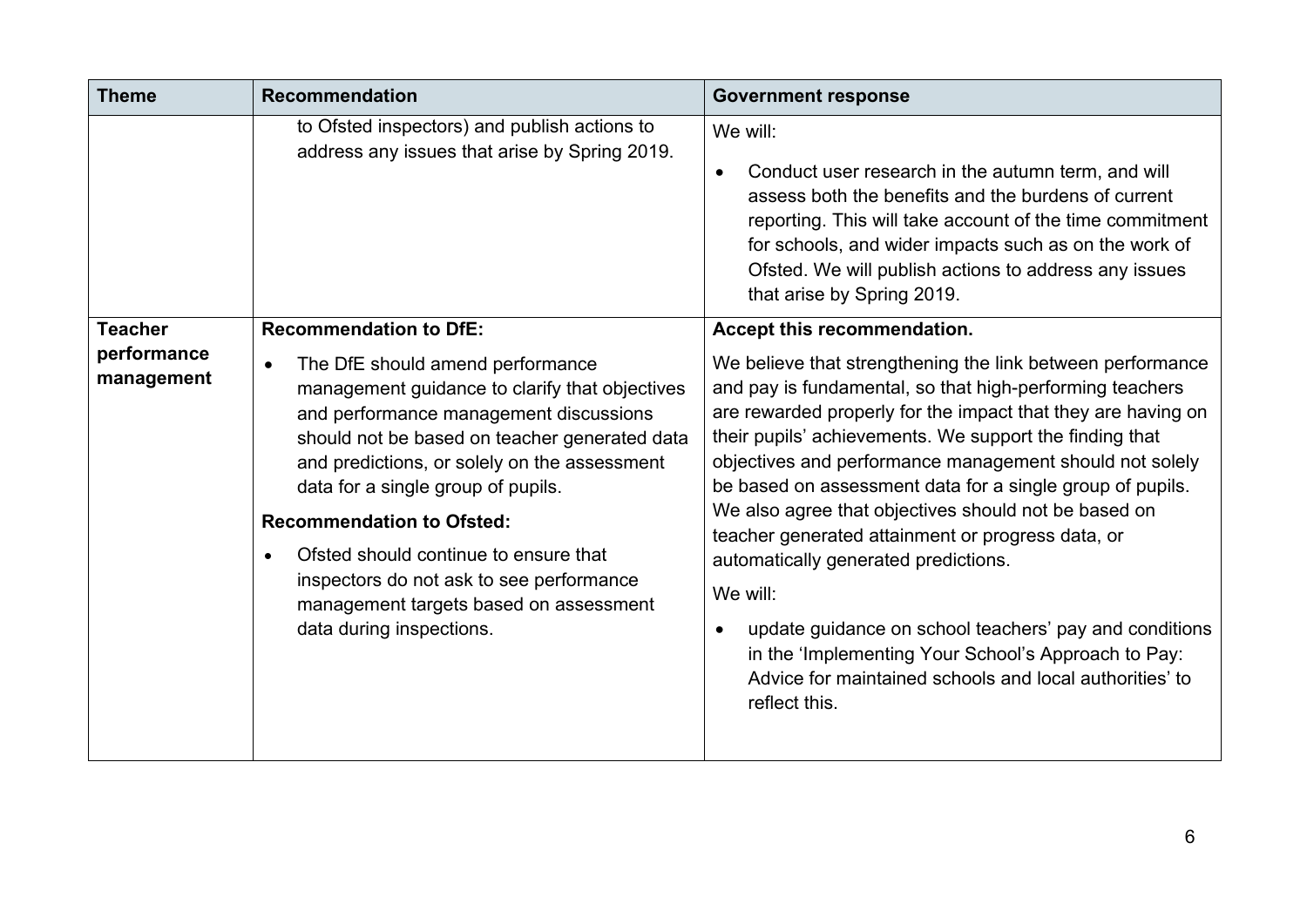| Theme | Recommendation | Government response |
|---|---|---|
| | to Ofsted inspectors) and publish actions to address any issues that arise by Spring 2019. | We will:<br><br>• Conduct user research in the autumn term, and will assess both the benefits and the burdens of current reporting. This will take account of the time commitment for schools, and wider impacts such as on the work of Ofsted. We will publish actions to address any issues that arise by Spring 2019. |
| **Teacher performance management** | **Recommendation to DfE:**<br><br>• The DfE should amend performance management guidance to clarify that objectives and performance management discussions should not be based on teacher generated data and predictions, or solely on the assessment data for a single group of pupils.<br><br>**Recommendation to Ofsted:**<br><br>• Ofsted should continue to ensure that inspectors do not ask to see performance management targets based on assessment data during inspections. | **Accept this recommendation.**<br><br>We believe that strengthening the link between performance and pay is fundamental, so that high-performing teachers are rewarded properly for the impact that they are having on their pupils' achievements. We support the finding that objectives and performance management should not solely be based on assessment data for a single group of pupils. We also agree that objectives should not be based on teacher generated attainment or progress data, or automatically generated predictions.<br><br>We will:<br><br>• update guidance on school teachers' pay and conditions in the 'Implementing Your School's Approach to Pay: Advice for maintained schools and local authorities' to reflect this. |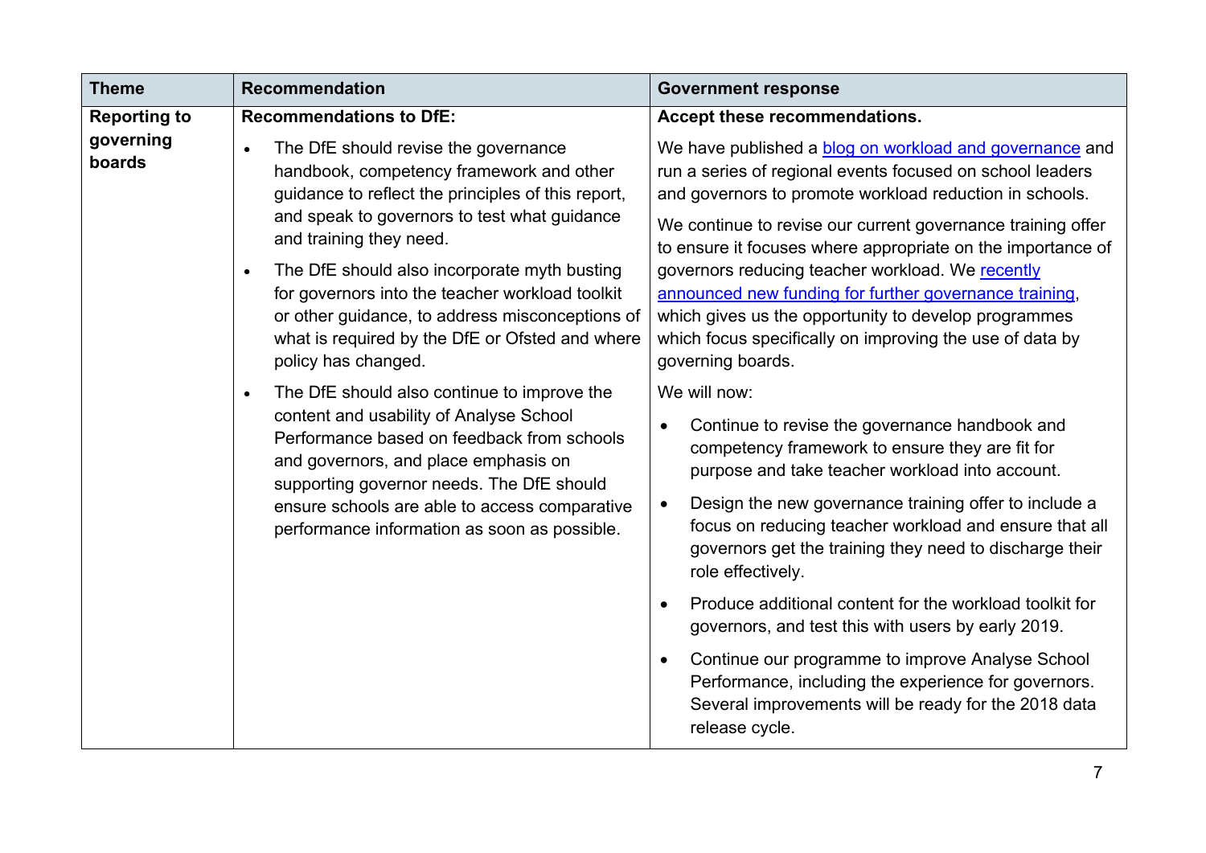| Theme | Recommendation | Government response |
| --- | --- | --- |
| **Reporting to governing boards** | **Recommendations to DfE:**<br><br>• The DfE should revise the governance handbook, competency framework and other guidance to reflect the principles of this report, and speak to governors to test what guidance and training they need.<br>• The DfE should also incorporate myth busting for governors into the teacher workload toolkit or other guidance, to address misconceptions of what is required by the DfE or Ofsted and where policy has changed.<br>• The DfE should also continue to improve the content and usability of Analyse School Performance based on feedback from schools and governors, and place emphasis on supporting governor needs. The DfE should ensure schools are able to access comparative performance information as soon as possible. | **Accept these recommendations.**<br><br>We have published a blog on workload and governance and run a series of regional events focused on school leaders and governors to promote workload reduction in schools.<br><br>We continue to revise our current governance training offer to ensure it focuses where appropriate on the importance of governors reducing teacher workload. We recently announced new funding for further governance training, which gives us the opportunity to develop programmes which focus specifically on improving the use of data by governing boards.<br><br>We will now:<br><br>• Continue to revise the governance handbook and competency framework to ensure they are fit for purpose and take teacher workload into account.<br>• Design the new governance training offer to include a focus on reducing teacher workload and ensure that all governors get the training they need to discharge their role effectively.<br>• Produce additional content for the workload toolkit for governors, and test this with users by early 2019.<br>• Continue our programme to improve Analyse School Performance, including the experience for governors. Several improvements will be ready for the 2018 data release cycle. |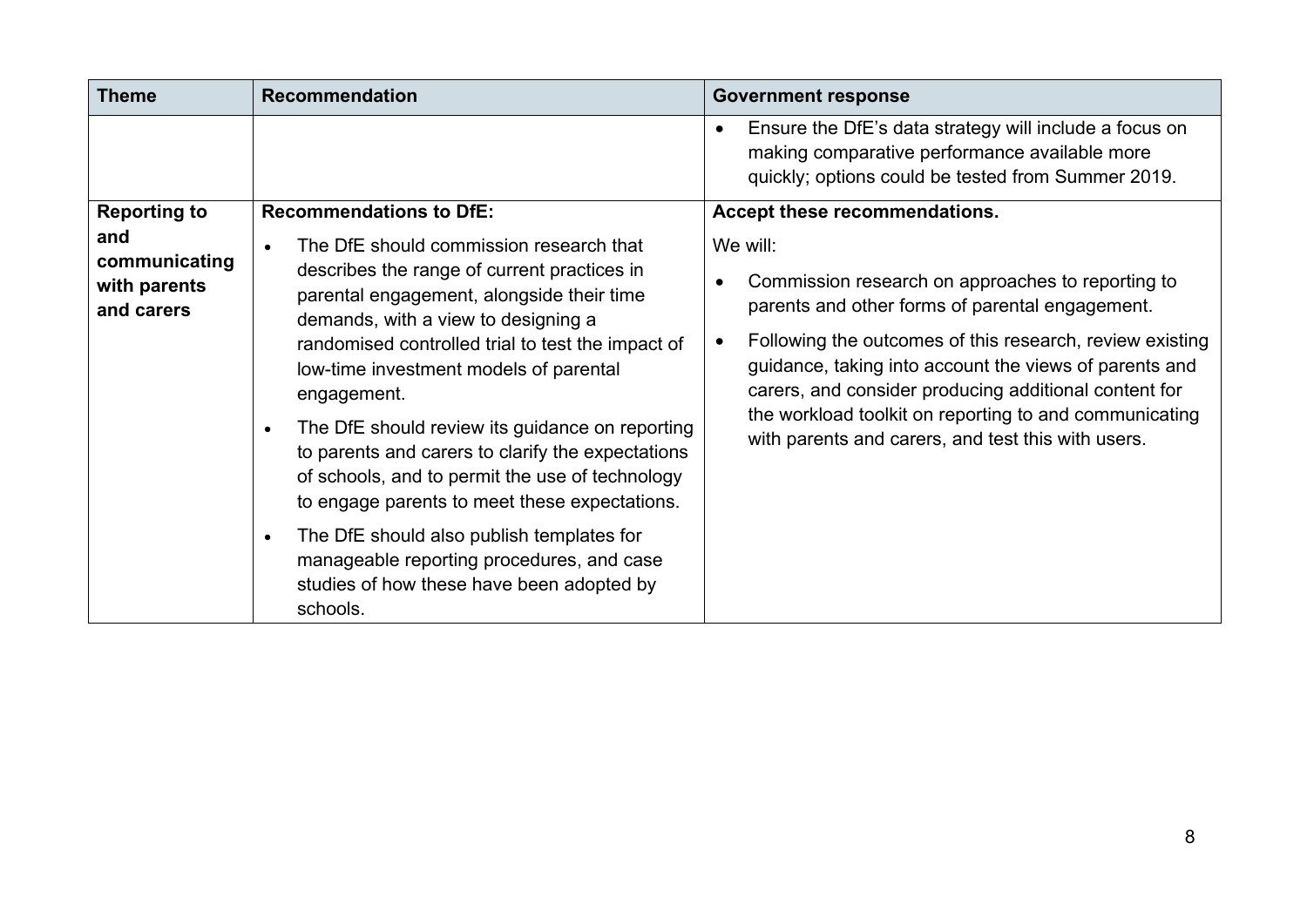| Theme | Recommendation | Government response |
|---|---|---|
| | | • Ensure the DfE's data strategy will include a focus on making comparative performance available more quickly; options could be tested from Summer 2019. |
| **Reporting to and communicating with parents and carers** | **Recommendations to DfE:**<br>• The DfE should commission research that describes the range of current practices in parental engagement, alongside their time demands, with a view to designing a randomised controlled trial to test the impact of low-time investment models of parental engagement.<br>• The DfE should review its guidance on reporting to parents and carers to clarify the expectations of schools, and to permit the use of technology to engage parents to meet these expectations.<br>• The DfE should also publish templates for manageable reporting procedures, and case studies of how these have been adopted by schools. | **Accept these recommendations.**<br>We will:<br>• Commission research on approaches to reporting to parents and other forms of parental engagement.<br>• Following the outcomes of this research, review existing guidance, taking into account the views of parents and carers, and consider producing additional content for the workload toolkit on reporting to and communicating with parents and carers, and test this with users. |